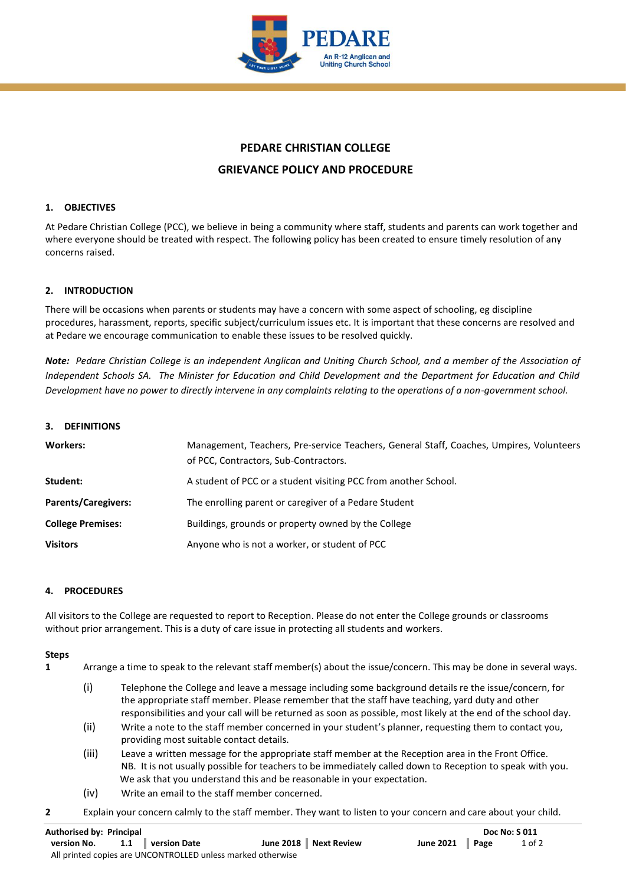# PEDARE CHRISTIAN COLLEGE

## GRIEVANCE POLICY AND PROCEDURE

### 1. OBJECTIVES

At Pedare Christian College (PCC), we believe in being a community where staff, students and parents can work together and where everyone should be treated with respect. The following policy has been created to ensure timely resolution of any concerns raised.

### 2. INTRODUCTION

There will be occasions when parents or students may have a concern with some aspect of schooling, eg discipline procedures, harassment, reports, specific subject/curriculum issues etc. It is important that these concerns are resolved and at Pedare we encourage communication to enable these issues to be resolved quickly.

***Note:*** *Pedare Christian College is an independent Anglican and Uniting Church School, and a member of the Association of Independent Schools SA. The Minister for Education and Child Development and the Department for Education and Child Development have no power to directly intervene in any complaints relating to the operations of a non-government school.*

### 3. DEFINITIONS

| | |
|---|---|
| **Workers:** | Management, Teachers, Pre-service Teachers, General Staff, Coaches, Umpires, Volunteers of PCC, Contractors, Sub-Contractors. |
| **Student:** | A student of PCC or a student visiting PCC from another School. |
| **Parents/Caregivers:** | The enrolling parent or caregiver of a Pedare Student |
| **College Premises:** | Buildings, grounds or property owned by the College |
| **Visitors** | Anyone who is not a worker, or student of PCC |

### 4. PROCEDURES

All visitors to the College are requested to report to Reception. Please do not enter the College grounds or classrooms without prior arrangement. This is a duty of care issue in protecting all students and workers.

**Steps**

**1** Arrange a time to speak to the relevant staff member(s) about the issue/concern. This may be done in several ways.

- (i) Telephone the College and leave a message including some background details re the issue/concern, for the appropriate staff member. Please remember that the staff have teaching, yard duty and other responsibilities and your call will be returned as soon as possible, most likely at the end of the school day.
- (ii) Write a note to the staff member concerned in your student's planner, requesting them to contact you, providing most suitable contact details.
- (iii) Leave a written message for the appropriate staff member at the Reception area in the Front Office. NB. It is not usually possible for teachers to be immediately called down to Reception to speak with you. We ask that you understand this and be reasonable in your expectation.
- (iv) Write an email to the staff member concerned.

**2** Explain your concern calmly to the staff member. They want to listen to your concern and care about your child.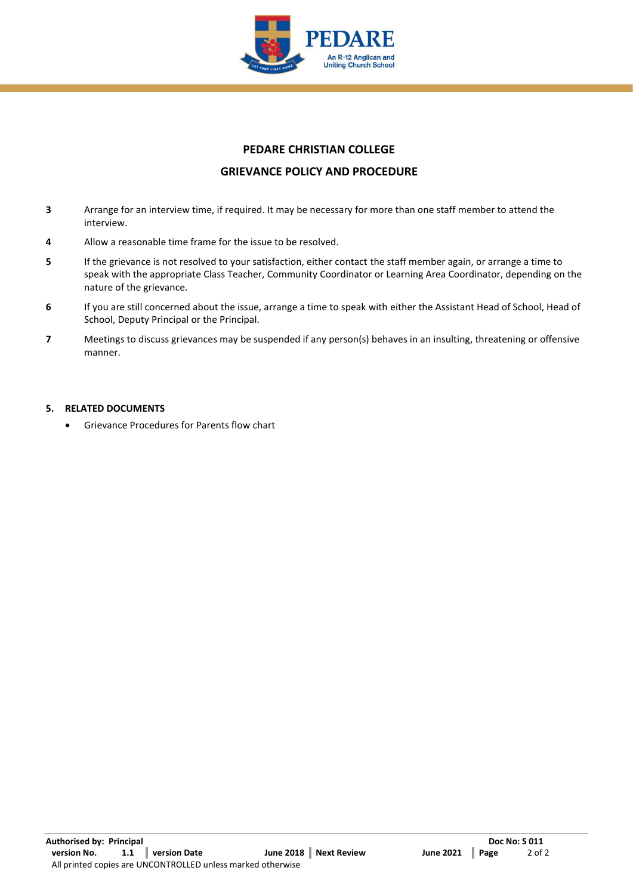3. Arrange for an interview time, if required. It may be necessary for more than one staff member to attend the interview.
4. Allow a reasonable time frame for the issue to be resolved.
5. If the grievance is not resolved to your satisfaction, either contact the staff member again, or arrange a time to speak with the appropriate Class Teacher, Community Coordinator or Learning Area Coordinator, depending on the nature of the grievance.
6. If you are still concerned about the issue, arrange a time to speak with either the Assistant Head of School, Head of School, Deputy Principal or the Principal.
7. Meetings to discuss grievances may be suspended if any person(s) behaves in an insulting, threatening or offensive manner.

## 5. RELATED DOCUMENTS

- Grievance Procedures for Parents flow chart